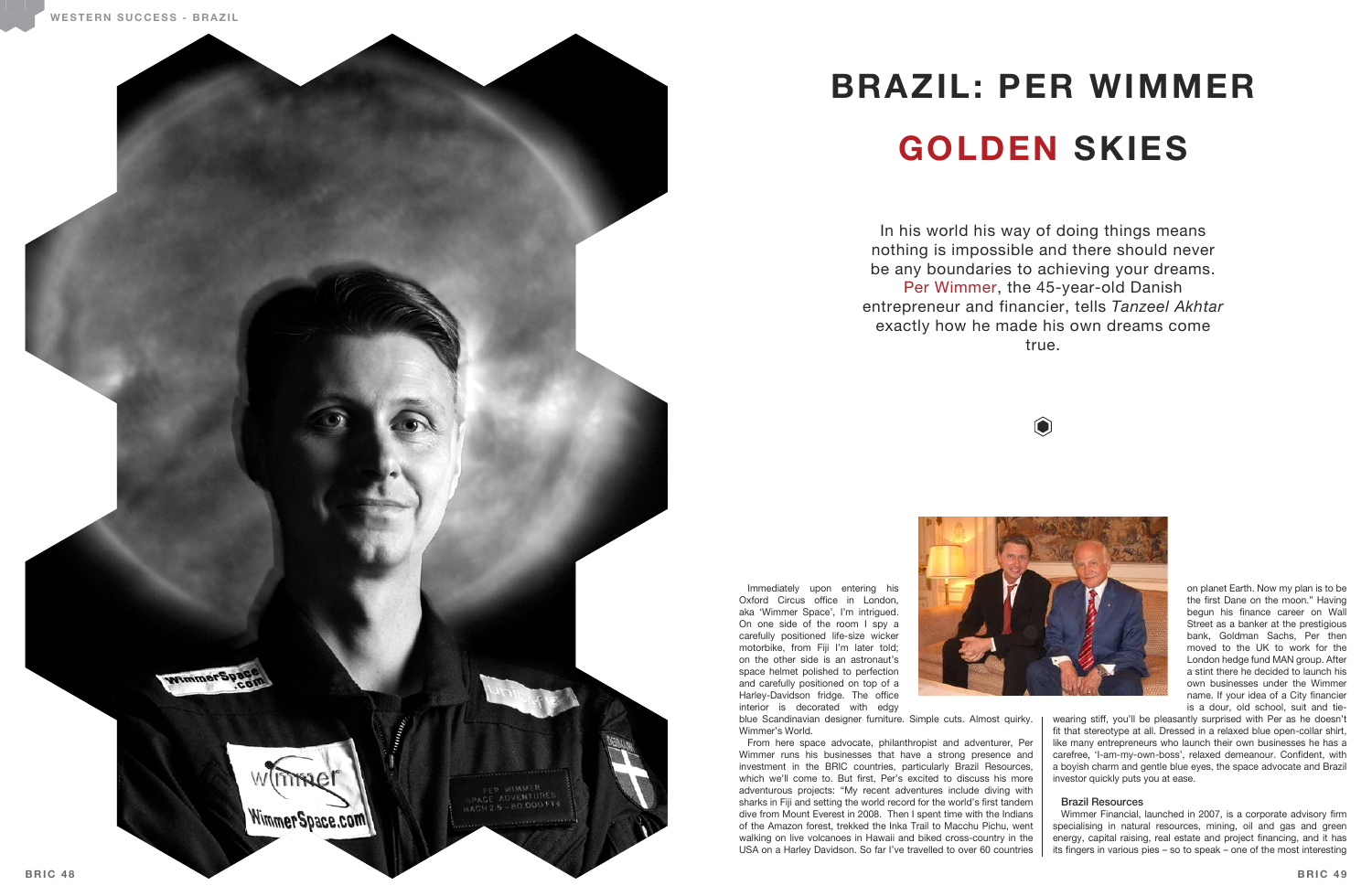# BRAZIL: PER WIMMER

# GOLDEN SKIES

In his world his way of doing things means nothing is impossible and there should never be any boundaries to achieving your dreams. Per Wimmer, the 45-year-old Danish entrepreneur and financier, tells *Tanzeel Akhtar* exactly how he made his own dreams come true.

Immediately upon entering his Oxford Circus office in London, aka 'Wimmer Space', I'm intrigued. On one side of the room I spy a carefully positioned life-size wicker motorbike, from Fiji I'm later told; on the other side is an astronaut's space helmet polished to perfection and carefully positioned on top of a Harley-Davidson fridge. The office interior is decorated with edgy blue Scandinavian designer furniture. Simple cuts. Almost quirky. Wimmer's World.

From here space advocate, philanthropist and adventurer, Per Wimmer runs his businesses that have a strong presence and investment in the BRIC countries, particularly Brazil Resources, which we'll come to. But first, Per's excited to discuss his more adventurous projects: "My recent adventures include diving with sharks in Fiji and setting the world record for the world's first tandem dive from Mount Everest in 2008. Then I spent time with the Indians of the Amazon forest, trekked the Inka Trail to Macchu Pichu, went walking on live volcanoes in Hawaii and biked cross-country in the USA on a Harley Davidson. So far I've travelled to over 60 countries on planet Earth. Now my plan is to be the first Dane on the moon." Having begun his finance career on Wall Street as a banker at the prestigious bank, Goldman Sachs, Per then moved to the UK to work for the London hedge fund MAN group. After a stint there he decided to launch his own businesses under the Wimmer name. If your idea of a City financier is a dour, old school, suit and tie-wearing stiff, you'll be pleasantly surprised with Per as he doesn't fit that stereotype at all. Dressed in a relaxed blue open-collar shirt, like many entrepreneurs who launch their own businesses he has a carefree, 'I-am-my-own-boss', relaxed demeanour. Confident, with a boyish charm and gentle blue eyes, the space advocate and Brazil investor quickly puts you at ease.

### Brazil Resources

Wimmer Financial, launched in 2007, is a corporate advisory firm specialising in natural resources, mining, oil and gas and green energy, capital raising, real estate and project financing, and it has its fingers in various pies – so to speak – one of the most interesting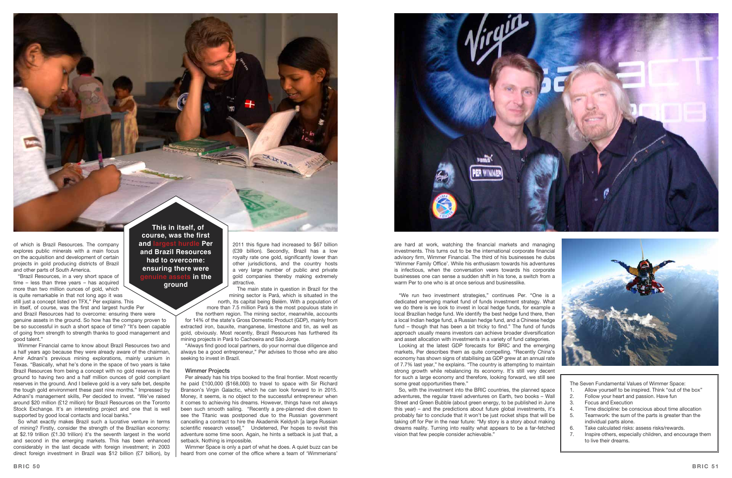of which is Brazil Resources. The company explores public minerals with a main focus on the acquisition and development of certain projects in gold producing districts of Brazil and other parts of South America.

"Brazil Resources, in a very short space of time – less than three years – has acquired more than two million ounces of gold, which is quite remarkable in that not long ago it was still just a concept listed on TFX," Per explains. This in itself, of course, was the first and largest hurdle Per and Brazil Resources had to overcome: ensuring there were genuine assets in the ground. So how has the company proven to be so successful in such a short space of time? "It's been capable of going from strength to strength thanks to good management and good talent."

**This in itself, of course, was the first and largest hurdle Per and Brazil Resources had to overcome: ensuring there were genuine assets in the ground**

Wimmer Financial came to know about Brazil Resources two and a half years ago because they were already aware of the chairman, Amir Adnani's previous mining explorations, mainly uranium in Texas. "Basically, what he's done in the space of two years is take Brazil Resources from being a concept with no gold reserves in the ground to having two and a half million ounces of gold compliant reserves in the ground. And I believe gold is a very safe bet, despite the tough gold environment these past nine months." Impressed by Adnani's management skills, Per decided to invest. "We've raised around $20 million (£12 million) for Brazil Resources on the Toronto Stock Exchange. It's an interesting project and one that is well supported by good local contacts and local banks."

So what exactly makes Brazil such a lucrative venture in terms of mining? Firstly, consider the strength of the Brazilian economy: at $2.19 trillion (£1.30 trillion) it's the seventh largest in the world and second in the emerging markets. This has been enhanced considerably in the last decade with foreign investment; in 2003 direct foreign investment in Brazil was $12 billion (£7 billion), by 2011 this figure had increased to $67 billion (£39 billion). Secondly, Brazil has a low royalty rate one gold, significantly lower than other jurisdictions, and the country hosts a very large number of public and private gold companies thereby making extremely attractive.

The main state in question in Brazil for the mining sector is Pará, which is situated in the north, its capital being Belém. With a population of more than 7.5 million Pará is the most populous state in the northern region. The mining sector, meanwhile, accounts for 14% of the state's Gross Domestic Product (GDP), mainly from extracted iron, bauxite, manganese, limestone and tin, as well as gold, obviously. Most recently, Brazil Resources has furthered its mining projects in Pará to Cachoeira and São Jorge.

"Always find good local partners, do your normal due diligence and always be a good entrepreneur," Per advises to those who are also seeking to invest in Brazil.

### Wimmer Projects

Per already has his trips booked to the final frontier. Most recently he paid £100,000 ($168,000) to travel to space with Sir Richard Branson's Virgin Galactic, which he can look forward to in 2015. Money, it seems, is no object to the successful entrepreneur when it comes to achieving his dreams. However, things have not always been such smooth sailing. "Recently a pre-planned dive down to see the Titanic was postponed due to the Russian government cancelling a contract to hire the Akademik Keldysh [a large Russian scientific research vessel]." Undeterred, Per hopes to revisit this adventure some time soon. Again, he hints a setback is just that, a setback. Nothing is impossible.

Wimmer Space is only a part of what he does. A quiet buzz can be heard from one corner of the office where a team of 'Wimmerians' are hard at work, watching the financial markets and managing investments. This turns out to be the international corporate financial advisory firm, Wimmer Financial. The third of his businesses he dubs 'Wimmer Family Office'. While his enthusiasm towards his adventures is infectious, when the conversation veers towards his corporate businesses one can sense a sudden shift in his tone, a switch from a warm Per to one who is at once serious and businesslike.

"We run two investment strategies," continues Per. "One is a dedicated emerging market fund of funds investment strategy. What we do there is we look to invest in local hedge funds, for example a local Brazilian hedge fund. We identify the best hedge fund there, then a local Indian hedge fund, a Russian hedge fund, and a Chinese hedge fund – though that has been a bit tricky to find." The fund of funds approach usually means investors can achieve broader diversification and asset allocation with investments in a variety of fund categories.

Looking at the latest GDP forecasts for BRIC and the emerging markets, Per describes them as quite compelling. "Recently China's economy has shown signs of stabilising as GDP grew at an annual rate of 7.7% last year," he explains. "The country is attempting to maintain strong growth while rebalancing its economy. It's still very decent for such a large economy and therefore, looking forward, we still see some great opportunities there."

So, with the investment into the BRIC countries, the planned space adventures, the regular travel adventures on Earth, two books – Wall Street and Green Bubble (about green energy, to be published in June this year) – and the predictions about future global investments, it's probably fair to conclude that it won't be just rocket ships that will be taking off for Per in the near future: "My story is a story about making dreams reality. Turning into reality what appears to be a far-fetched vision that few people consider achievable."

The Seven Fundamental Values of Wimmer Space:

1. Allow yourself to be inspired. Think "out of the box"
2. Follow your heart and passion. Have fun
3. Focus and Execution
4. Time discipline: be conscious about time allocation
5. Teamwork: the sum of the parts is greater than the individual parts alone.
6. Take calculated risks: assess risks/rewards.
7. Inspire others, especially children, and encourage them to live their dreams.